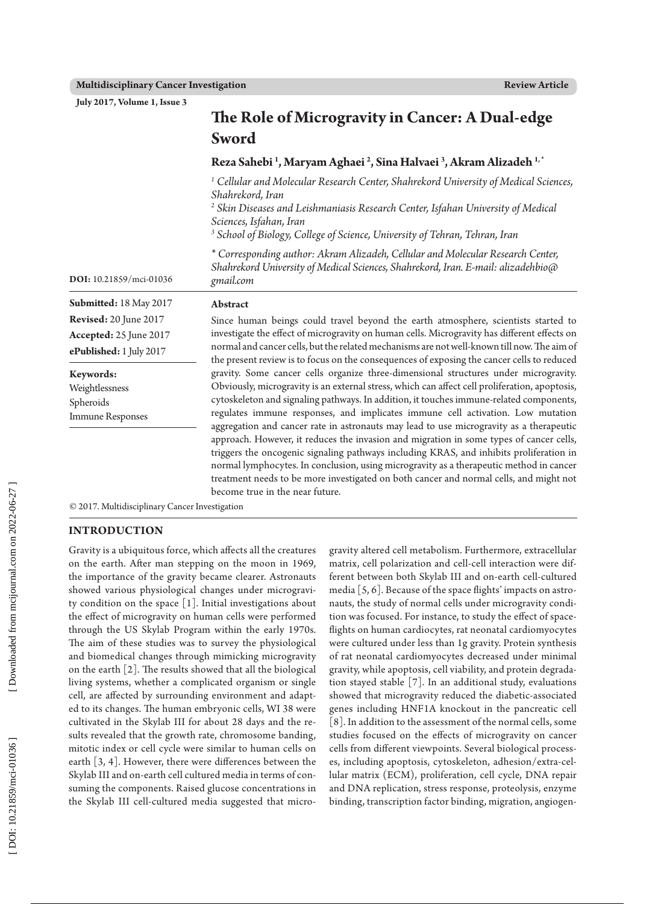# The Role of Microgravity in Cancer: A Dual-edge Sword

**Reza Sahebi [1], Maryam Aghaei [2], Sina Halvaei [3], Akram Alizadeh [1,*]**

[1] *Cellular and Molecular Research Center, Shahrekord University of Medical Sciences, Shahrekord, Iran*
[2] *Skin Diseases and Leishmaniasis Research Center, Isfahan University of Medical Sciences, Isfahan, Iran*
[3] *School of Biology, College of Science, University of Tehran, Tehran, Iran*

*\* Corresponding author: Akram Alizadeh, Cellular and Molecular Research Center, Shahrekord University of Medical Sciences, Shahrekord, Iran. E-mail: alizadehbio@gmail.com*

**DOI:** 10.21859/mci-01036

**Submitted:** 18 May 2017
**Revised:** 20 June 2017
**Accepted:** 25 June 2017
**ePublished:** 1 July 2017

**Keywords:**
Weightlessness
Spheroids
Immune Responses

## Abstract

Since human beings could travel beyond the earth atmosphere, scientists started to investigate the effect of microgravity on human cells. Microgravity has different effects on normal and cancer cells, but the related mechanisms are not well-known till now. The aim of the present review is to focus on the consequences of exposing the cancer cells to reduced gravity. Some cancer cells organize three-dimensional structures under microgravity. Obviously, microgravity is an external stress, which can affect cell proliferation, apoptosis, cytoskeleton and signaling pathways. In addition, it touches immune-related components, regulates immune responses, and implicates immune cell activation. Low mutation aggregation and cancer rate in astronauts may lead to use microgravity as a therapeutic approach. However, it reduces the invasion and migration in some types of cancer cells, triggers the oncogenic signaling pathways including KRAS, and inhibits proliferation in normal lymphocytes. In conclusion, using microgravity as a therapeutic method in cancer treatment needs to be more investigated on both cancer and normal cells, and might not become true in the near future.

© 2017. Multidisciplinary Cancer Investigation

## INTRODUCTION

Gravity is a ubiquitous force, which affects all the creatures on the earth. After man stepping on the moon in 1969, the importance of the gravity became clearer. Astronauts showed various physiological changes under microgravity condition on the space [1]. Initial investigations about the effect of microgravity on human cells were performed through the US Skylab Program within the early 1970s. The aim of these studies was to survey the physiological and biomedical changes through mimicking microgravity on the earth [2]. The results showed that all the biological living systems, whether a complicated organism or single cell, are affected by surrounding environment and adapted to its changes. The human embryonic cells, WI 38 were cultivated in the Skylab III for about 28 days and the results revealed that the growth rate, chromosome banding, mitotic index or cell cycle were similar to human cells on earth [3, 4]. However, there were differences between the Skylab III and on-earth cell cultured media in terms of consuming the components. Raised glucose concentrations in the Skylab III cell-cultured media suggested that microgravity altered cell metabolism. Furthermore, extracellular matrix, cell polarization and cell-cell interaction were different between both Skylab III and on-earth cell-cultured media [5, 6]. Because of the space flights' impacts on astronauts, the study of normal cells under microgravity condition was focused. For instance, to study the effect of spaceflights on human cardiocytes, rat neonatal cardiomyocytes were cultured under less than 1g gravity. Protein synthesis of rat neonatal cardiomyocytes decreased under minimal gravity, while apoptosis, cell viability, and protein degradation stayed stable [7]. In an additional study, evaluations showed that microgravity reduced the diabetic-associated genes including HNF1A knockout in the pancreatic cell [8]. In addition to the assessment of the normal cells, some studies focused on the effects of microgravity on cancer cells from different viewpoints. Several biological processes, including apoptosis, cytoskeleton, adhesion/extra-cellular matrix (ECM), proliferation, cell cycle, DNA repair and DNA replication, stress response, proteolysis, enzyme binding, transcription factor binding, migration, angiogen-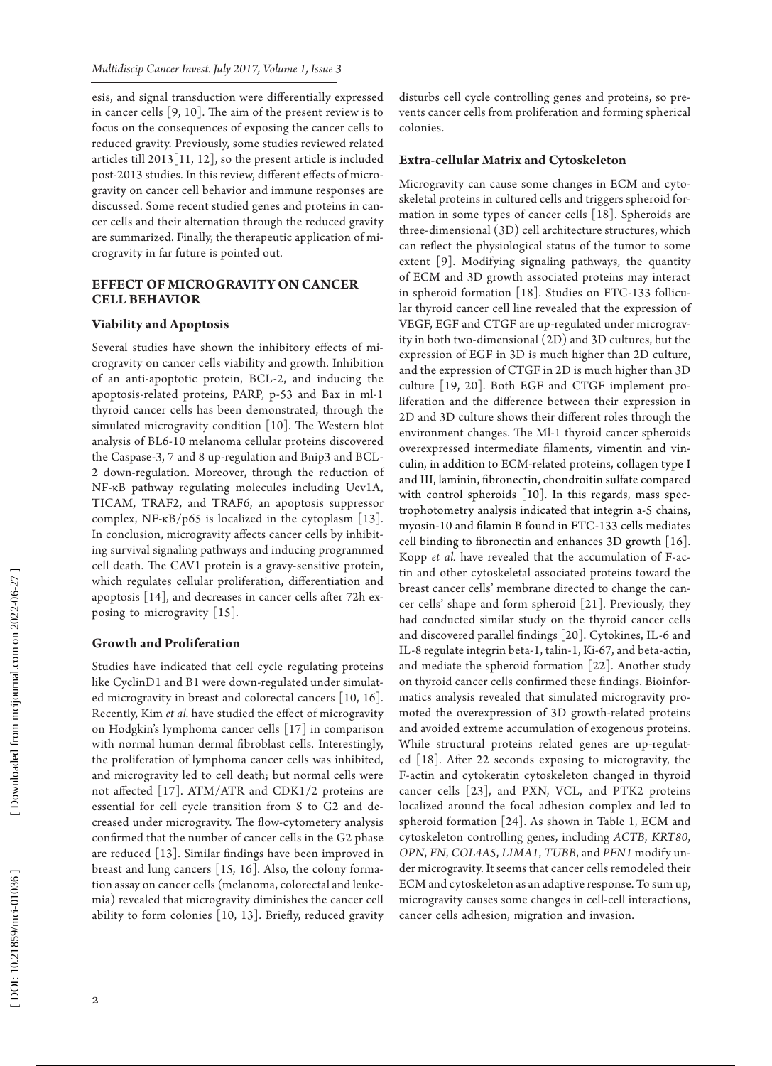esis, and signal transduction were differentially expressed in cancer cells [9, 10]. The aim of the present review is to focus on the consequences of exposing the cancer cells to reduced gravity. Previously, some studies reviewed related articles till 2013[11, 12], so the present article is included post-2013 studies. In this review, different effects of microgravity on cancer cell behavior and immune responses are discussed. Some recent studied genes and proteins in cancer cells and their alternation through the reduced gravity are summarized. Finally, the therapeutic application of microgravity in far future is pointed out.

## EFFECT OF MICROGRAVITY ON CANCER CELL BEHAVIOR

### Viability and Apoptosis

Several studies have shown the inhibitory effects of microgravity on cancer cells viability and growth. Inhibition of an anti-apoptotic protein, BCL-2, and inducing the apoptosis-related proteins, PARP, p-53 and Bax in ml-1 thyroid cancer cells has been demonstrated, through the simulated microgravity condition [10]. The Western blot analysis of BL6-10 melanoma cellular proteins discovered the Caspase-3, 7 and 8 up-regulation and Bnip3 and BCL-2 down-regulation. Moreover, through the reduction of NF-κB pathway regulating molecules including Uev1A, TICAM, TRAF2, and TRAF6, an apoptosis suppressor complex, NF-κB/p65 is localized in the cytoplasm [13]. In conclusion, microgravity affects cancer cells by inhibiting survival signaling pathways and inducing programmed cell death. The CAV1 protein is a gravy-sensitive protein, which regulates cellular proliferation, differentiation and apoptosis [14], and decreases in cancer cells after 72h exposing to microgravity [15].

### Growth and Proliferation

Studies have indicated that cell cycle regulating proteins like CyclinD1 and B1 were down-regulated under simulated microgravity in breast and colorectal cancers [10, 16]. Recently, Kim *et al.* have studied the effect of microgravity on Hodgkin's lymphoma cancer cells [17] in comparison with normal human dermal fibroblast cells. Interestingly, the proliferation of lymphoma cancer cells was inhibited, and microgravity led to cell death; but normal cells were not affected [17]. ATM/ATR and CDK1/2 proteins are essential for cell cycle transition from S to G2 and decreased under microgravity. The flow-cytometery analysis confirmed that the number of cancer cells in the G2 phase are reduced [13]. Similar findings have been improved in breast and lung cancers [15, 16]. Also, the colony formation assay on cancer cells (melanoma, colorectal and leukemia) revealed that microgravity diminishes the cancer cell ability to form colonies [10, 13]. Briefly, reduced gravity disturbs cell cycle controlling genes and proteins, so prevents cancer cells from proliferation and forming spherical colonies.

### Extra-cellular Matrix and Cytoskeleton

Microgravity can cause some changes in ECM and cytoskeletal proteins in cultured cells and triggers spheroid formation in some types of cancer cells [18]. Spheroids are three-dimensional (3D) cell architecture structures, which can reflect the physiological status of the tumor to some extent [9]. Modifying signaling pathways, the quantity of ECM and 3D growth associated proteins may interact in spheroid formation [18]. Studies on FTC-133 follicular thyroid cancer cell line revealed that the expression of VEGF, EGF and CTGF are up-regulated under microgravity in both two-dimensional (2D) and 3D cultures, but the expression of EGF in 3D is much higher than 2D culture, and the expression of CTGF in 2D is much higher than 3D culture [19, 20]. Both EGF and CTGF implement proliferation and the difference between their expression in 2D and 3D culture shows their different roles through the environment changes. The Ml-1 thyroid cancer spheroids overexpressed intermediate filaments, vimentin and vinculin, in addition to ECM-related proteins, collagen type I and III, laminin, fibronectin, chondroitin sulfate compared with control spheroids [10]. In this regards, mass spectrophotometry analysis indicated that integrin a-5 chains, myosin-10 and filamin B found in FTC-133 cells mediates cell binding to fibronectin and enhances 3D growth [16]. Kopp *et al.* have revealed that the accumulation of F-actin and other cytoskeletal associated proteins toward the breast cancer cells' membrane directed to change the cancer cells' shape and form spheroid [21]. Previously, they had conducted similar study on the thyroid cancer cells and discovered parallel findings [20]. Cytokines, IL-6 and IL-8 regulate integrin beta-1, talin-1, Ki-67, and beta-actin, and mediate the spheroid formation [22]. Another study on thyroid cancer cells confirmed these findings. Bioinformatics analysis revealed that simulated microgravity promoted the overexpression of 3D growth-related proteins and avoided extreme accumulation of exogenous proteins. While structural proteins related genes are up-regulated [18]. After 22 seconds exposing to microgravity, the F-actin and cytokeratin cytoskeleton changed in thyroid cancer cells [23], and PXN, VCL, and PTK2 proteins localized around the focal adhesion complex and led to spheroid formation [24]. As shown in Table 1, ECM and cytoskeleton controlling genes, including *ACTB*, *KRT80*, *OPN*, *FN*, *COL4A5*, *LIMA1*, *TUBB*, and *PFN1* modify under microgravity. It seems that cancer cells remodeled their ECM and cytoskeleton as an adaptive response. To sum up, microgravity causes some changes in cell-cell interactions, cancer cells adhesion, migration and invasion.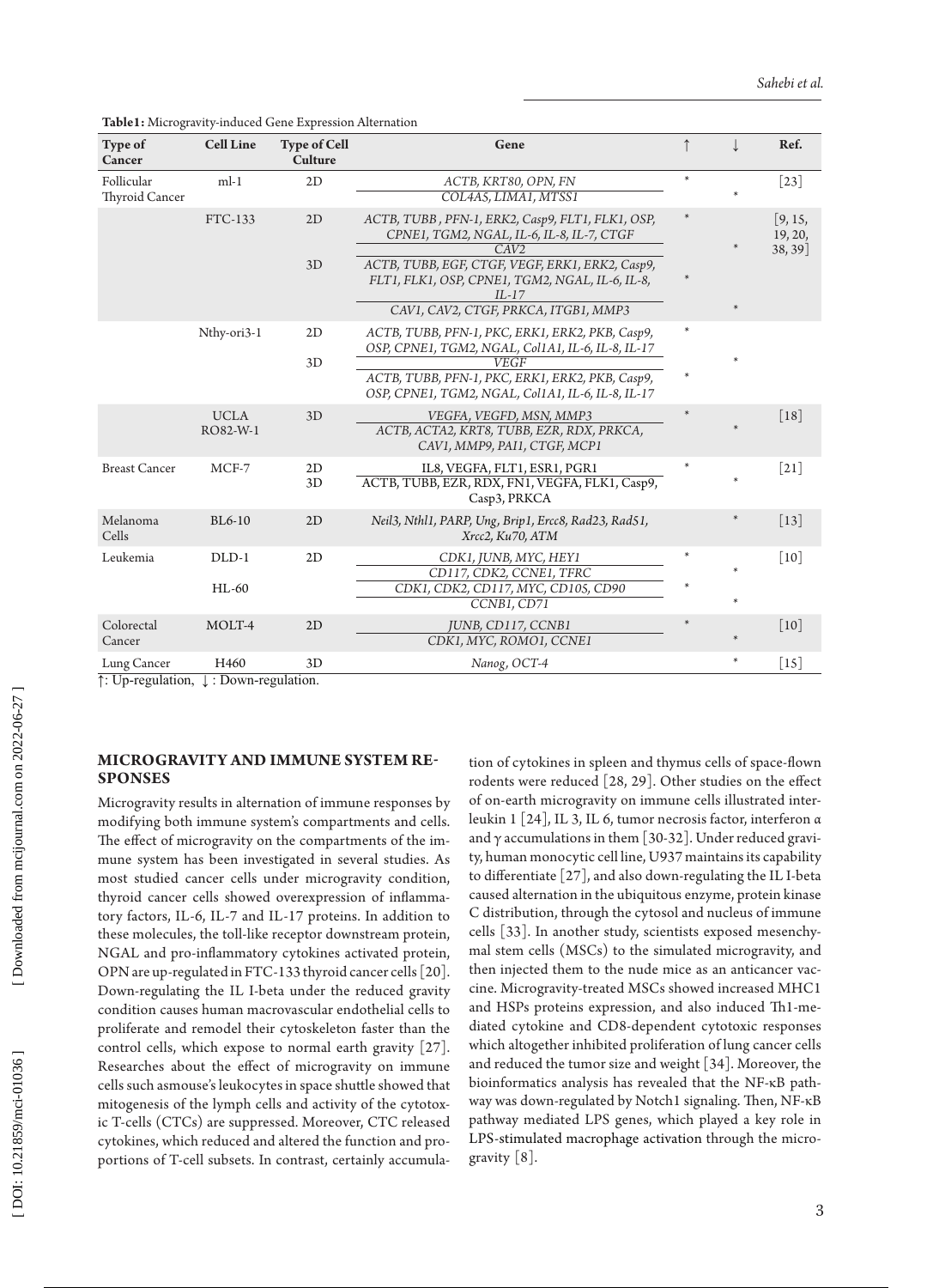**Table1:** Microgravity-induced Gene Expression Alternation

| Type of Cancer | Cell Line | Type of Cell Culture | Gene | ↑ | ↓ | Ref. |
|---|---|---|---|---|---|---|
| Follicular Thyroid Cancer | ml-1 | 2D | *ACTB, KRT80, OPN, FN* | * | | [23] |
| | | | *COL4A5, LIMA1, MTSS1* | | * | |
| | FTC-133 | 2D | *ACTB, TUBB , PFN-1, ERK2, Casp9, FLT1, FLK1, OSP, CPNE1, TGM2, NGAL, IL-6, IL-8, IL-7, CTGF* | * | | [9, 15, 19, 20, 38, 39] |
| | | | *CAV2* | | * | |
| | | 3D | *ACTB, TUBB, EGF, CTGF, VEGF, ERK1, ERK2, Casp9, FLT1, FLK1, OSP, CPNE1, TGM2, NGAL, IL-6, IL-8, IL-17* | * | | |
| | | | *CAV1, CAV2, CTGF, PRKCA, ITGB1, MMP3* | | * | |
| | Nthy-ori3-1 | 2D | *ACTB, TUBB, PFN-1, PKC, ERK1, ERK2, PKB, Casp9, OSP, CPNE1, TGM2, NGAL, Col1A1, IL-6, IL-8, IL-17* | * | | |
| | | 3D | *VEGF* | | * | |
| | | | *ACTB, TUBB, PFN-1, PKC, ERK1, ERK2, PKB, Casp9, OSP, CPNE1, TGM2, NGAL, Col1A1, IL-6, IL-8, IL-17* | * | | |
| | UCLA RO82-W-1 | 3D | *VEGFA, VEGFD, MSN, MMP3* | * | | [18] |
| | | | *ACTB, ACTA2, KRT8, TUBB, EZR, RDX, PRKCA, CAV1, MMP9, PAI1, CTGF, MCP1* | | * | |
| Breast Cancer | MCF-7 | 2D | IL8, VEGFA, FLT1, ESR1, PGR1 | * | | [21] |
| | | 3D | ACTB, TUBB, EZR, RDX, FN1, VEGFA, FLK1, Casp9, Casp3, PRKCA | | * | |
| Melanoma Cells | BL6-10 | 2D | *Neil3, Nthl1, PARP, Ung, Brip1, Ercc8, Rad23, Rad51, Xrcc2, Ku70, ATM* | | * | [13] |
| Leukemia | DLD-1 | 2D | *CDK1, JUNB, MYC, HEY1* | * | | [10] |
| | | | *CD117, CDK2, CCNE1, TFRC* | | * | |
| | HL-60 | | *CDK1, CDK2, CD117, MYC, CD105, CD90* | * | | |
| | | | *CCNB1, CD71* | | * | |
| Colorectal Cancer | MOLT-4 | 2D | *JUNB, CD117, CCNB1* | * | | [10] |
| | | | *CDK1, MYC, ROMO1, CCNE1* | | * | |
| Lung Cancer | H460 | 3D | *Nanog, OCT-4* | | * | [15] |

↑: Up-regulation, ↓ : Down-regulation.

## MICROGRAVITY AND IMMUNE SYSTEM RESPONSES

Microgravity results in alternation of immune responses by modifying both immune system's compartments and cells. The effect of microgravity on the compartments of the immune system has been investigated in several studies. As most studied cancer cells under microgravity condition, thyroid cancer cells showed overexpression of inflammatory factors, IL-6, IL-7 and IL-17 proteins. In addition to these molecules, the toll-like receptor downstream protein, NGAL and pro-inflammatory cytokines activated protein, OPN are up-regulated in FTC-133 thyroid cancer cells [20]. Down-regulating the IL I-beta under the reduced gravity condition causes human macrovascular endothelial cells to proliferate and remodel their cytoskeleton faster than the control cells, which expose to normal earth gravity [27]. Researches about the effect of microgravity on immune cells such asmouse's leukocytes in space shuttle showed that mitogenesis of the lymph cells and activity of the cytotoxic T-cells (CTCs) are suppressed. Moreover, CTC released cytokines, which reduced and altered the function and proportions of T-cell subsets. In contrast, certainly accumulation of cytokines in spleen and thymus cells of space-flown rodents were reduced [28, 29]. Other studies on the effect of on-earth microgravity on immune cells illustrated interleukin 1 [24], IL 3, IL 6, tumor necrosis factor, interferon α and γ accumulations in them [30-32]. Under reduced gravity, human monocytic cell line, U937 maintains its capability to differentiate [27], and also down-regulating the IL I-beta caused alternation in the ubiquitous enzyme, protein kinase C distribution, through the cytosol and nucleus of immune cells [33]. In another study, scientists exposed mesenchymal stem cells (MSCs) to the simulated microgravity, and then injected them to the nude mice as an anticancer vaccine. Microgravity-treated MSCs showed increased MHC1 and HSPs proteins expression, and also induced Th1-mediated cytokine and CD8-dependent cytotoxic responses which altogether inhibited proliferation of lung cancer cells and reduced the tumor size and weight [34]. Moreover, the bioinformatics analysis has revealed that the NF-κB pathway was down-regulated by Notch1 signaling. Then, NF-κB pathway mediated LPS genes, which played a key role in LPS-stimulated macrophage activation through the microgravity [8].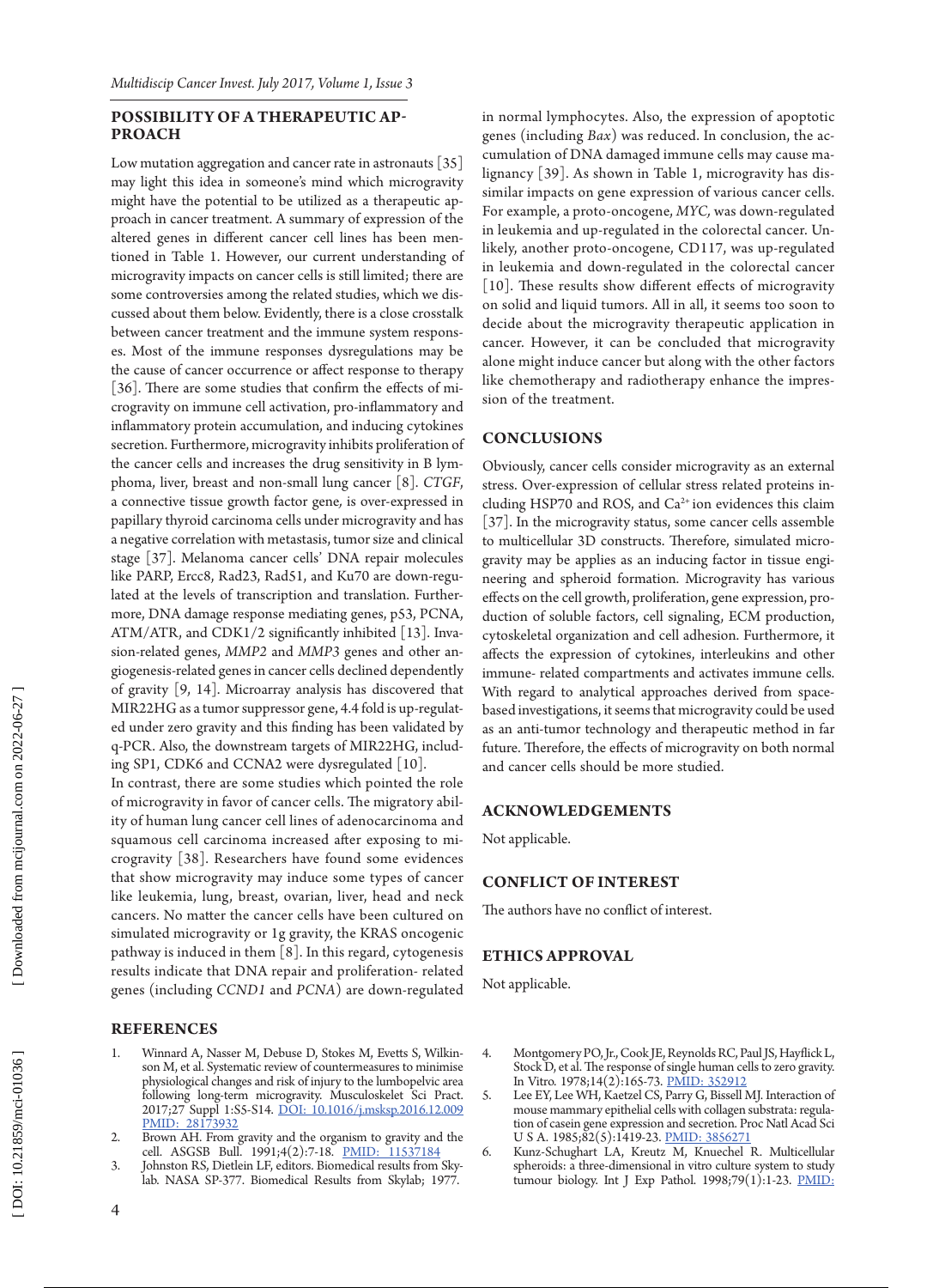## POSSIBILITY OF A THERAPEUTIC APPROACH

Low mutation aggregation and cancer rate in astronauts [35] may light this idea in someone's mind which microgravity might have the potential to be utilized as a therapeutic approach in cancer treatment. A summary of expression of the altered genes in different cancer cell lines has been mentioned in Table 1. However, our current understanding of microgravity impacts on cancer cells is still limited; there are some controversies among the related studies, which we discussed about them below. Evidently, there is a close crosstalk between cancer treatment and the immune system responses. Most of the immune responses dysregulations may be the cause of cancer occurrence or affect response to therapy [36]. There are some studies that confirm the effects of microgravity on immune cell activation, pro-inflammatory and inflammatory protein accumulation, and inducing cytokines secretion. Furthermore, microgravity inhibits proliferation of the cancer cells and increases the drug sensitivity in B lymphoma, liver, breast and non-small lung cancer [8]. *CTGF*, a connective tissue growth factor gene, is over-expressed in papillary thyroid carcinoma cells under microgravity and has a negative correlation with metastasis, tumor size and clinical stage [37]. Melanoma cancer cells' DNA repair molecules like PARP, Ercc8, Rad23, Rad51, and Ku70 are down-regulated at the levels of transcription and translation. Furthermore, DNA damage response mediating genes, p53, PCNA, ATM/ATR, and CDK1/2 significantly inhibited [13]. Invasion-related genes, *MMP2* and *MMP3* genes and other angiogenesis-related genes in cancer cells declined dependently of gravity [9, 14]. Microarray analysis has discovered that MIR22HG as a tumor suppressor gene, 4.4 fold is up-regulated under zero gravity and this finding has been validated by q-PCR. Also, the downstream targets of MIR22HG, including SP1, CDK6 and CCNA2 were dysregulated [10].

In contrast, there are some studies which pointed the role of microgravity in favor of cancer cells. The migratory ability of human lung cancer cell lines of adenocarcinoma and squamous cell carcinoma increased after exposing to microgravity [38]. Researchers have found some evidences that show microgravity may induce some types of cancer like leukemia, lung, breast, ovarian, liver, head and neck cancers. No matter the cancer cells have been cultured on simulated microgravity or 1g gravity, the KRAS oncogenic pathway is induced in them [8]. In this regard, cytogenesis results indicate that DNA repair and proliferation- related genes (including *CCND1* and *PCNA*) are down-regulated in normal lymphocytes. Also, the expression of apoptotic genes (including *Bax*) was reduced. In conclusion, the accumulation of DNA damaged immune cells may cause malignancy [39]. As shown in Table 1, microgravity has dissimilar impacts on gene expression of various cancer cells. For example, a proto-oncogene, *MYC,* was down-regulated in leukemia and up-regulated in the colorectal cancer. Unlikely, another proto-oncogene, CD117, was up-regulated in leukemia and down-regulated in the colorectal cancer [10]. These results show different effects of microgravity on solid and liquid tumors. All in all, it seems too soon to decide about the microgravity therapeutic application in cancer. However, it can be concluded that microgravity alone might induce cancer but along with the other factors like chemotherapy and radiotherapy enhance the impression of the treatment.

## CONCLUSIONS

Obviously, cancer cells consider microgravity as an external stress. Over-expression of cellular stress related proteins including HSP70 and ROS, and $Ca^{2+}$ ion evidences this claim [37]. In the microgravity status, some cancer cells assemble to multicellular 3D constructs. Therefore, simulated microgravity may be applies as an inducing factor in tissue engineering and spheroid formation. Microgravity has various effects on the cell growth, proliferation, gene expression, production of soluble factors, cell signaling, ECM production, cytoskeletal organization and cell adhesion. Furthermore, it affects the expression of cytokines, interleukins and other immune- related compartments and activates immune cells. With regard to analytical approaches derived from space-based investigations, it seems that microgravity could be used as an anti-tumor technology and therapeutic method in far future. Therefore, the effects of microgravity on both normal and cancer cells should be more studied.

## ACKNOWLEDGEMENTS

Not applicable.

## CONFLICT OF INTEREST

The authors have no conflict of interest.

## ETHICS APPROVAL

Not applicable.

## REFERENCES

1. Winnard A, Nasser M, Debuse D, Stokes M, Evetts S, Wilkinson M, et al. Systematic review of countermeasures to minimise physiological changes and risk of injury to the lumbopelvic area following long-term microgravity. Musculoskelet Sci Pract. 2017;27 Suppl 1:S5-S14. DOI: 10.1016/j.msksp.2016.12.009 PMID: 28173932
2. Brown AH. From gravity and the organism to gravity and the cell. ASGSB Bull. 1991;4(2):7-18. PMID: 11537184
3. Johnston RS, Dietlein LF, editors. Biomedical results from Skylab. NASA SP-377. Biomedical Results from Skylab; 1977.
4. Montgomery PO, Jr., Cook JE, Reynolds RC, Paul JS, Hayflick L, Stock D, et al. The response of single human cells to zero gravity. In Vitro. 1978;14(2):165-73. PMID: 352912
5. Lee EY, Lee WH, Kaetzel CS, Parry G, Bissell MJ. Interaction of mouse mammary epithelial cells with collagen substrata: regulation of casein gene expression and secretion. Proc Natl Acad Sci U S A. 1985;82(5):1419-23. PMID: 3856271
6. Kunz-Schughart LA, Kreutz M, Knuechel R. Multicellular spheroids: a three-dimensional in vitro culture system to study tumour biology. Int J Exp Pathol. 1998;79(1):1-23. PMID: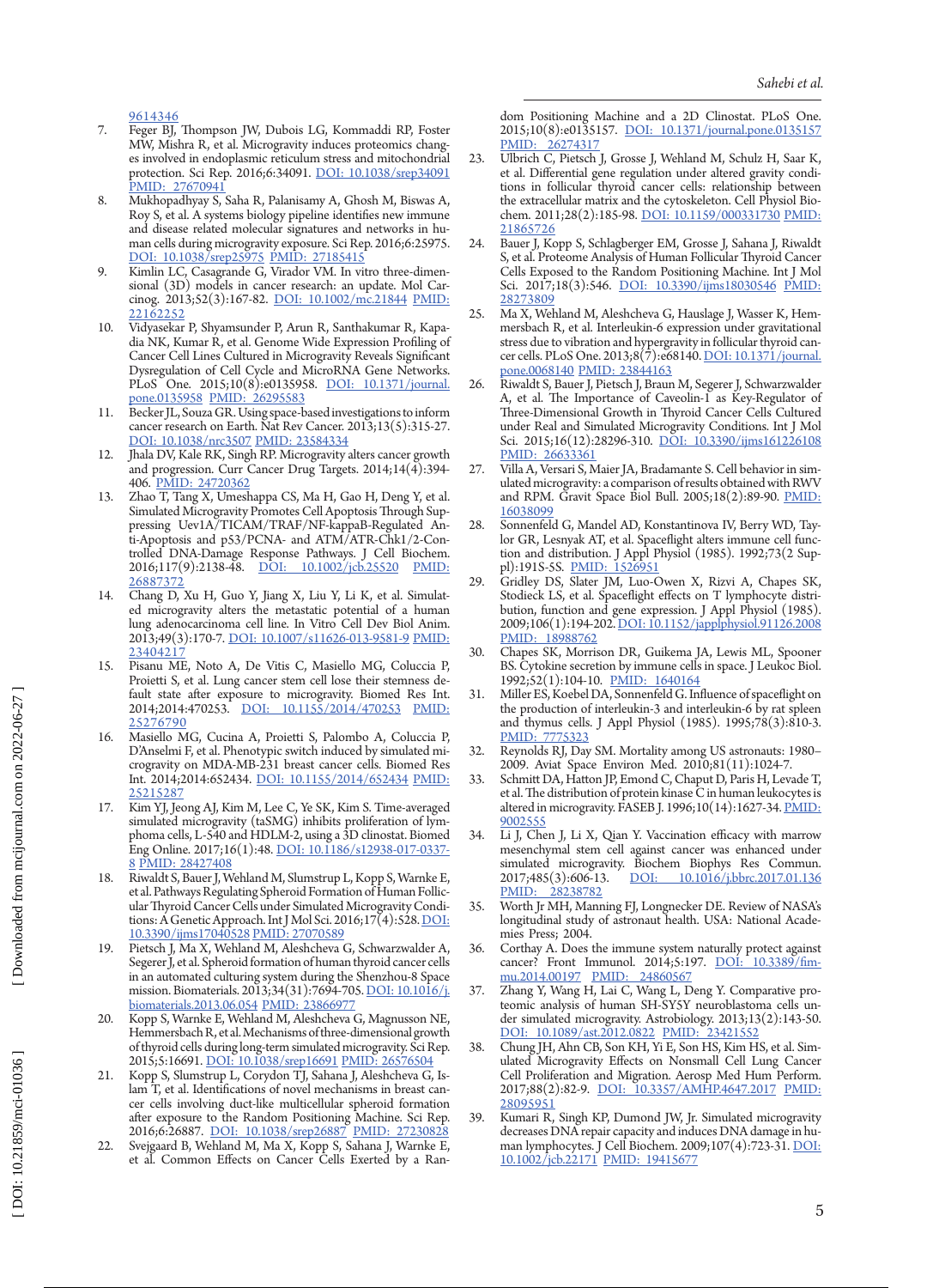9614346

7. Feger BJ, Thompson JW, Dubois LG, Kommaddi RP, Foster MW, Mishra R, et al. Microgravity induces proteomics changes involved in endoplasmic reticulum stress and mitochondrial protection. Sci Rep. 2016;6:34091. DOI: 10.1038/srep34091 PMID: 27670941
8. Mukhopadhyay S, Saha R, Palanisamy A, Ghosh M, Biswas A, Roy S, et al. A systems biology pipeline identifies new immune and disease related molecular signatures and networks in human cells during microgravity exposure. Sci Rep. 2016;6:25975. DOI: 10.1038/srep25975 PMID: 27185415
9. Kimlin LC, Casagrande G, Virador VM. In vitro three-dimensional (3D) models in cancer research: an update. Mol Carcinog. 2013;52(3):167-82. DOI: 10.1002/mc.21844 PMID: 22162252
10. Vidyasekar P, Shyamsunder P, Arun R, Santhakumar R, Kapadia NK, Kumar R, et al. Genome Wide Expression Profiling of Cancer Cell Lines Cultured in Microgravity Reveals Significant Dysregulation of Cell Cycle and MicroRNA Gene Networks. PLoS One. 2015;10(8):e0135958. DOI: 10.1371/journal.pone.0135958 PMID: 26295583
11. Becker JL, Souza GR. Using space-based investigations to inform cancer research on Earth. Nat Rev Cancer. 2013;13(5):315-27. DOI: 10.1038/nrc3507 PMID: 23584334
12. Jhala DV, Kale RK, Singh RP. Microgravity alters cancer growth and progression. Curr Cancer Drug Targets. 2014;14(4):394-406. PMID: 24720362
13. Zhao T, Tang X, Umeshappa CS, Ma H, Gao H, Deng Y, et al. Simulated Microgravity Promotes Cell Apoptosis Through Suppressing Uev1A/TICAM/TRAF/NF-kappaB-Regulated Anti-Apoptosis and p53/PCNA- and ATM/ATR-Chk1/2-Controlled DNA-Damage Response Pathways. J Cell Biochem. 2016;117(9):2138-48. DOI: 10.1002/jcb.25520 PMID: 26887372
14. Chang D, Xu H, Guo Y, Jiang X, Liu Y, Li K, et al. Simulated microgravity alters the metastatic potential of a human lung adenocarcinoma cell line. In Vitro Cell Dev Biol Anim. 2013;49(3):170-7. DOI: 10.1007/s11626-013-9581-9 PMID: 23404217
15. Pisanu ME, Noto A, De Vitis C, Masiello MG, Coluccia P, Proietti S, et al. Lung cancer stem cell lose their stemness default state after exposure to microgravity. Biomed Res Int. 2014;2014:470253. DOI: 10.1155/2014/470253 PMID: 25276790
16. Masiello MG, Cucina A, Proietti S, Palombo A, Coluccia P, D'Anselmi F, et al. Phenotypic switch induced by simulated microgravity on MDA-MB-231 breast cancer cells. Biomed Res Int. 2014;2014:652434. DOI: 10.1155/2014/652434 PMID: 25215287
17. Kim YJ, Jeong AJ, Kim M, Lee C, Ye SK, Kim S. Time-averaged simulated microgravity (taSMG) inhibits proliferation of lymphoma cells, L-540 and HDLM-2, using a 3D clinostat. Biomed Eng Online. 2017;16(1):48. DOI: 10.1186/s12938-017-0337-8 PMID: 28427408
18. Riwaldt S, Bauer J, Wehland M, Slumstrup L, Kopp S, Warnke E, et al. Pathways Regulating Spheroid Formation of Human Follicular Thyroid Cancer Cells under Simulated Microgravity Conditions: A Genetic Approach. Int J Mol Sci. 2016;17(4):528. DOI: 10.3390/ijms17040528 PMID: 27070589
19. Pietsch J, Ma X, Wehland M, Aleshcheva G, Schwarzwalder A, Segerer J, et al. Spheroid formation of human thyroid cancer cells in an automated culturing system during the Shenzhou-8 Space mission. Biomaterials. 2013;34(31):7694-705. DOI: 10.1016/j.biomaterials.2013.06.054 PMID: 23866977
20. Kopp S, Warnke E, Wehland M, Aleshcheva G, Magnusson NE, Hemmersbach R, et al. Mechanisms of three-dimensional growth of thyroid cells during long-term simulated microgravity. Sci Rep. 2015;5:16691. DOI: 10.1038/srep16691 PMID: 26576504
21. Kopp S, Slumstrup L, Corydon TJ, Sahana J, Aleshcheva G, Islam T, et al. Identifications of novel mechanisms in breast cancer cells involving duct-like multicellular spheroid formation after exposure to the Random Positioning Machine. Sci Rep. 2016;6:26887. DOI: 10.1038/srep26887 PMID: 27230828
22. Svejgaard B, Wehland M, Ma X, Kopp S, Sahana J, Warnke E, et al. Common Effects on Cancer Cells Exerted by a Random Positioning Machine and a 2D Clinostat. PLoS One. 2015;10(8):e0135157. DOI: 10.1371/journal.pone.0135157 PMID: 26274317
23. Ulbrich C, Pietsch J, Grosse J, Wehland M, Schulz H, Saar K, et al. Differential gene regulation under altered gravity conditions in follicular thyroid cancer cells: relationship between the extracellular matrix and the cytoskeleton. Cell Physiol Biochem. 2011;28(2):185-98. DOI: 10.1159/000331730 PMID: 21865726
24. Bauer J, Kopp S, Schlagberger EM, Grosse J, Sahana J, Riwaldt S, et al. Proteome Analysis of Human Follicular Thyroid Cancer Cells Exposed to the Random Positioning Machine. Int J Mol Sci. 2017;18(3):546. DOI: 10.3390/ijms18030546 PMID: 28273809
25. Ma X, Wehland M, Aleshcheva G, Hauslage J, Wasser K, Hemmersbach R, et al. Interleukin-6 expression under gravitational stress due to vibration and hypergravity in follicular thyroid cancer cells. PLoS One. 2013;8(7):e68140. DOI: 10.1371/journal.pone.0068140 PMID: 23844163
26. Riwaldt S, Bauer J, Pietsch J, Braun M, Segerer J, Schwarzwalder A, et al. The Importance of Caveolin-1 as Key-Regulator of Three-Dimensional Growth in Thyroid Cancer Cells Cultured under Real and Simulated Microgravity Conditions. Int J Mol Sci. 2015;16(12):28296-310. DOI: 10.3390/ijms161226108 PMID: 26633361
27. Villa A, Versari S, Maier JA, Bradamante S. Cell behavior in simulated microgravity: a comparison of results obtained with RWV and RPM. Gravit Space Biol Bull. 2005;18(2):89-90. PMID: 16038099
28. Sonnenfeld G, Mandel AD, Konstantinova IV, Berry WD, Taylor GR, Lesnyak AT, et al. Spaceflight alters immune cell function and distribution. J Appl Physiol (1985). 1992;73(2 Suppl):191S-5S. PMID: 1526951
29. Gridley DS, Slater JM, Luo-Owen X, Rizvi A, Chapes SK, Stodieck LS, et al. Spaceflight effects on T lymphocyte distribution, function and gene expression. J Appl Physiol (1985). 2009;106(1):194-202. DOI: 10.1152/japplphysiol.91126.2008 PMID: 18988762
30. Chapes SK, Morrison DR, Guikema JA, Lewis ML, Spooner BS. Cytokine secretion by immune cells in space. J Leukoc Biol. 1992;52(1):104-10. PMID: 1640164
31. Miller ES, Koebel DA, Sonnenfeld G. Influence of spaceflight on the production of interleukin-3 and interleukin-6 by rat spleen and thymus cells. J Appl Physiol (1985). 1995;78(3):810-3. PMID: 7775323
32. Reynolds RJ, Day SM. Mortality among US astronauts: 1980–2009. Aviat Space Environ Med. 2010;81(11):1024-7.
33. Schmitt DA, Hatton JP, Emond C, Chaput D, Paris H, Levade T, et al. The distribution of protein kinase C in human leukocytes is altered in microgravity. FASEB J. 1996;10(14):1627-34. PMID: 9002555
34. Li J, Chen J, Li X, Qian Y. Vaccination efficacy with marrow mesenchymal stem cell against cancer was enhanced under simulated microgravity. Biochem Biophys Res Commun. 2017;485(3):606-13. DOI: 10.1016/j.bbrc.2017.01.136 PMID: 28238782
35. Worth Jr MH, Manning FJ, Longnecker DE. Review of NASA's longitudinal study of astronaut health. USA: National Academies Press; 2004.
36. Corthay A. Does the immune system naturally protect against cancer? Front Immunol. 2014;5:197. DOI: 10.3389/fimmu.2014.00197 PMID: 24860567
37. Zhang Y, Wang H, Lai C, Wang L, Deng Y. Comparative proteomic analysis of human SH-SY5Y neuroblastoma cells under simulated microgravity. Astrobiology. 2013;13(2):143-50. DOI: 10.1089/ast.2012.0822 PMID: 23421552
38. Chung JH, Ahn CB, Son KH, Yi E, Son HS, Kim HS, et al. Simulated Microgravity Effects on Nonsmall Cell Lung Cancer Cell Proliferation and Migration. Aerosp Med Hum Perform. 2017;88(2):82-9. DOI: 10.3357/AMHP.4647.2017 PMID: 28095951
39. Kumari R, Singh KP, Dumond JW, Jr. Simulated microgravity decreases DNA repair capacity and induces DNA damage in human lymphocytes. J Cell Biochem. 2009;107(4):723-31. DOI: 10.1002/jcb.22171 PMID: 19415677